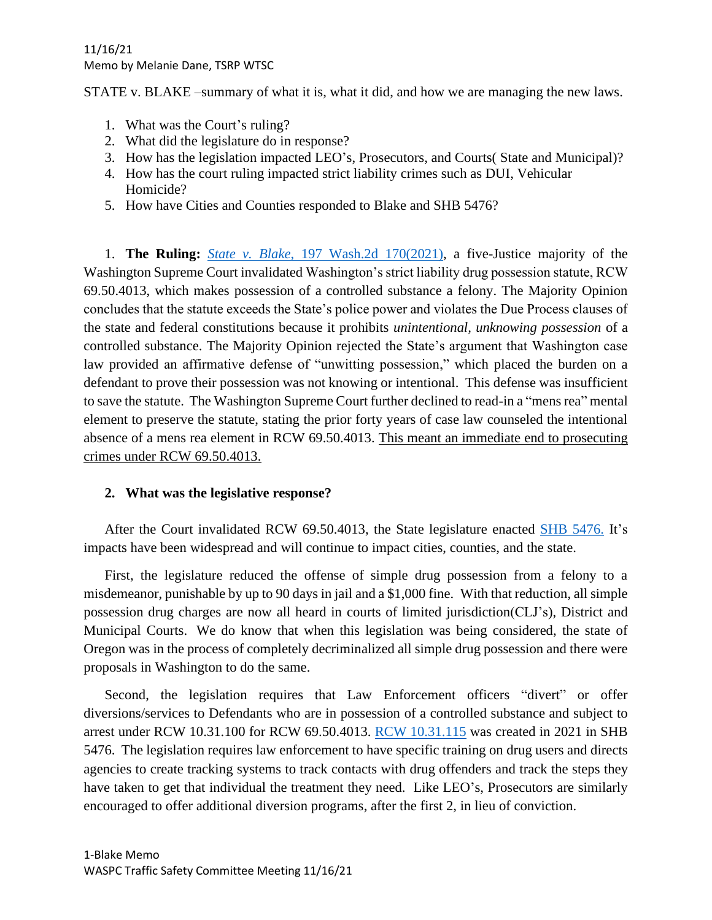11/16/21
Memo by Melanie Dane, TSRP WTSC

STATE v. BLAKE –summary of what it is, what it did, and how we are managing the new laws.

1. What was the Court's ruling?
2. What did the legislature do in response?
3. How has the legislation impacted LEO's, Prosecutors, and Courts( State and Municipal)?
4. How has the court ruling impacted strict liability crimes such as DUI, Vehicular Homicide?
5. How have Cities and Counties responded to Blake and SHB 5476?

1. **The Ruling:** [*State v. Blake*, 197 Wash.2d 170(2021)](), a five-Justice majority of the Washington Supreme Court invalidated Washington's strict liability drug possession statute, RCW 69.50.4013, which makes possession of a controlled substance a felony. The Majority Opinion concludes that the statute exceeds the State's police power and violates the Due Process clauses of the state and federal constitutions because it prohibits *unintentional, unknowing possession* of a controlled substance. The Majority Opinion rejected the State's argument that Washington case law provided an affirmative defense of "unwitting possession," which placed the burden on a defendant to prove their possession was not knowing or intentional. This defense was insufficient to save the statute. The Washington Supreme Court further declined to read-in a "mens rea" mental element to preserve the statute, stating the prior forty years of case law counseled the intentional absence of a mens rea element in RCW 69.50.4013. <u>This meant an immediate end to prosecuting crimes under RCW 69.50.4013.</u>

## 2. What was the legislative response?

After the Court invalidated RCW 69.50.4013, the State legislature enacted [SHB 5476.]() It's impacts have been widespread and will continue to impact cities, counties, and the state.

First, the legislature reduced the offense of simple drug possession from a felony to a misdemeanor, punishable by up to 90 days in jail and a $1,000 fine. With that reduction, all simple possession drug charges are now all heard in courts of limited jurisdiction(CLJ's), District and Municipal Courts. We do know that when this legislation was being considered, the state of Oregon was in the process of completely decriminalized all simple drug possession and there were proposals in Washington to do the same.

Second, the legislation requires that Law Enforcement officers "divert" or offer diversions/services to Defendants who are in possession of a controlled substance and subject to arrest under RCW 10.31.100 for RCW 69.50.4013. [RCW 10.31.115]() was created in 2021 in SHB 5476. The legislation requires law enforcement to have specific training on drug users and directs agencies to create tracking systems to track contacts with drug offenders and track the steps they have taken to get that individual the treatment they need. Like LEO's, Prosecutors are similarly encouraged to offer additional diversion programs, after the first 2, in lieu of conviction.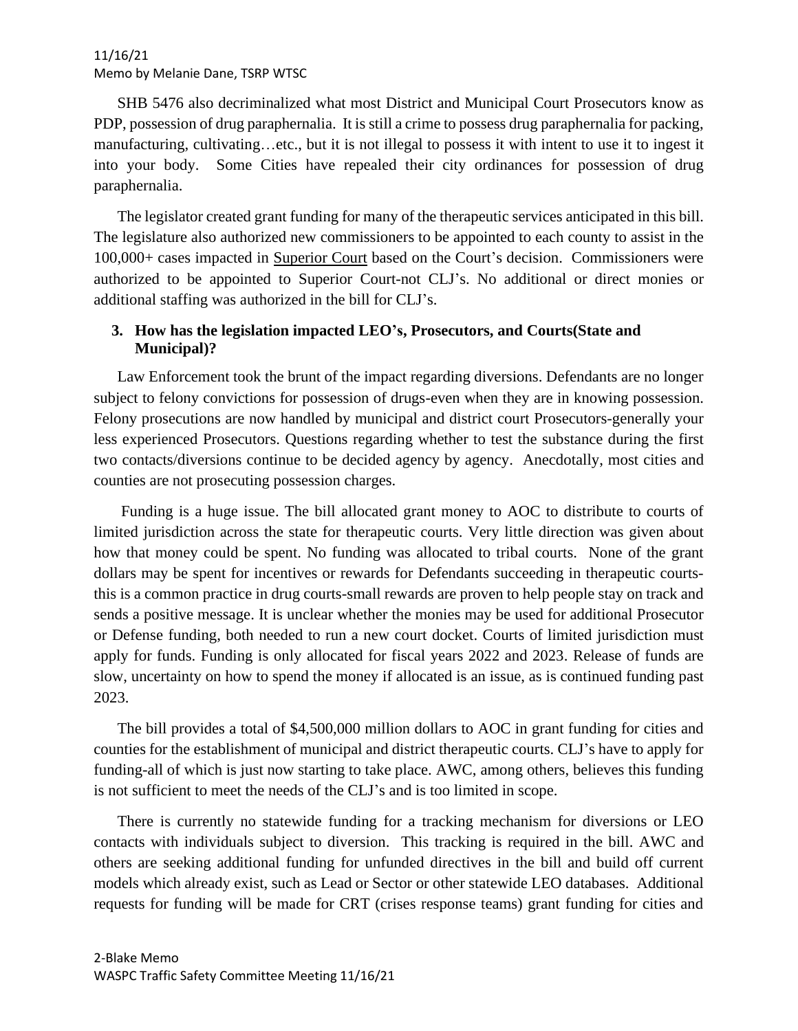SHB 5476 also decriminalized what most District and Municipal Court Prosecutors know as PDP, possession of drug paraphernalia. It is still a crime to possess drug paraphernalia for packing, manufacturing, cultivating…etc., but it is not illegal to possess it with intent to use it to ingest it into your body. Some Cities have repealed their city ordinances for possession of drug paraphernalia.

The legislator created grant funding for many of the therapeutic services anticipated in this bill. The legislature also authorized new commissioners to be appointed to each county to assist in the 100,000+ cases impacted in Superior Court based on the Court's decision. Commissioners were authorized to be appointed to Superior Court-not CLJ's. No additional or direct monies or additional staffing was authorized in the bill for CLJ's.

**3. How has the legislation impacted LEO's, Prosecutors, and Courts(State and Municipal)?**

Law Enforcement took the brunt of the impact regarding diversions. Defendants are no longer subject to felony convictions for possession of drugs-even when they are in knowing possession. Felony prosecutions are now handled by municipal and district court Prosecutors-generally your less experienced Prosecutors. Questions regarding whether to test the substance during the first two contacts/diversions continue to be decided agency by agency. Anecdotally, most cities and counties are not prosecuting possession charges.

Funding is a huge issue. The bill allocated grant money to AOC to distribute to courts of limited jurisdiction across the state for therapeutic courts. Very little direction was given about how that money could be spent. No funding was allocated to tribal courts. None of the grant dollars may be spent for incentives or rewards for Defendants succeeding in therapeutic courts-this is a common practice in drug courts-small rewards are proven to help people stay on track and sends a positive message. It is unclear whether the monies may be used for additional Prosecutor or Defense funding, both needed to run a new court docket. Courts of limited jurisdiction must apply for funds. Funding is only allocated for fiscal years 2022 and 2023. Release of funds are slow, uncertainty on how to spend the money if allocated is an issue, as is continued funding past 2023.

The bill provides a total of $4,500,000 million dollars to AOC in grant funding for cities and counties for the establishment of municipal and district therapeutic courts. CLJ's have to apply for funding-all of which is just now starting to take place. AWC, among others, believes this funding is not sufficient to meet the needs of the CLJ's and is too limited in scope.

There is currently no statewide funding for a tracking mechanism for diversions or LEO contacts with individuals subject to diversion. This tracking is required in the bill. AWC and others are seeking additional funding for unfunded directives in the bill and build off current models which already exist, such as Lead or Sector or other statewide LEO databases. Additional requests for funding will be made for CRT (crises response teams) grant funding for cities and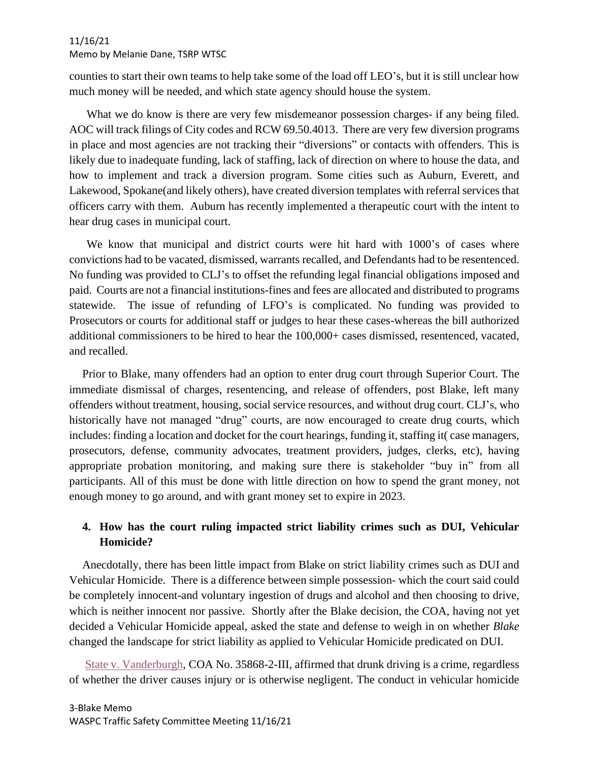counties to start their own teams to help take some of the load off LEO's, but it is still unclear how much money will be needed, and which state agency should house the system.

What we do know is there are very few misdemeanor possession charges- if any being filed. AOC will track filings of City codes and RCW 69.50.4013. There are very few diversion programs in place and most agencies are not tracking their "diversions" or contacts with offenders. This is likely due to inadequate funding, lack of staffing, lack of direction on where to house the data, and how to implement and track a diversion program. Some cities such as Auburn, Everett, and Lakewood, Spokane(and likely others), have created diversion templates with referral services that officers carry with them. Auburn has recently implemented a therapeutic court with the intent to hear drug cases in municipal court.

We know that municipal and district courts were hit hard with 1000's of cases where convictions had to be vacated, dismissed, warrants recalled, and Defendants had to be resentenced. No funding was provided to CLJ's to offset the refunding legal financial obligations imposed and paid. Courts are not a financial institutions-fines and fees are allocated and distributed to programs statewide. The issue of refunding of LFO's is complicated. No funding was provided to Prosecutors or courts for additional staff or judges to hear these cases-whereas the bill authorized additional commissioners to be hired to hear the 100,000+ cases dismissed, resentenced, vacated, and recalled.

Prior to Blake, many offenders had an option to enter drug court through Superior Court. The immediate dismissal of charges, resentencing, and release of offenders, post Blake, left many offenders without treatment, housing, social service resources, and without drug court. CLJ's, who historically have not managed "drug" courts, are now encouraged to create drug courts, which includes: finding a location and docket for the court hearings, funding it, staffing it( case managers, prosecutors, defense, community advocates, treatment providers, judges, clerks, etc), having appropriate probation monitoring, and making sure there is stakeholder "buy in" from all participants. All of this must be done with little direction on how to spend the grant money, not enough money to go around, and with grant money set to expire in 2023.

4. **How has the court ruling impacted strict liability crimes such as DUI, Vehicular Homicide?**

Anecdotally, there has been little impact from Blake on strict liability crimes such as DUI and Vehicular Homicide. There is a difference between simple possession- which the court said could be completely innocent-and voluntary ingestion of drugs and alcohol and then choosing to drive, which is neither innocent nor passive. Shortly after the Blake decision, the COA, having not yet decided a Vehicular Homicide appeal, asked the state and defense to weigh in on whether *Blake* changed the landscape for strict liability as applied to Vehicular Homicide predicated on DUI.

State v. Vanderburgh, COA No. 35868-2-III, affirmed that drunk driving is a crime, regardless of whether the driver causes injury or is otherwise negligent. The conduct in vehicular homicide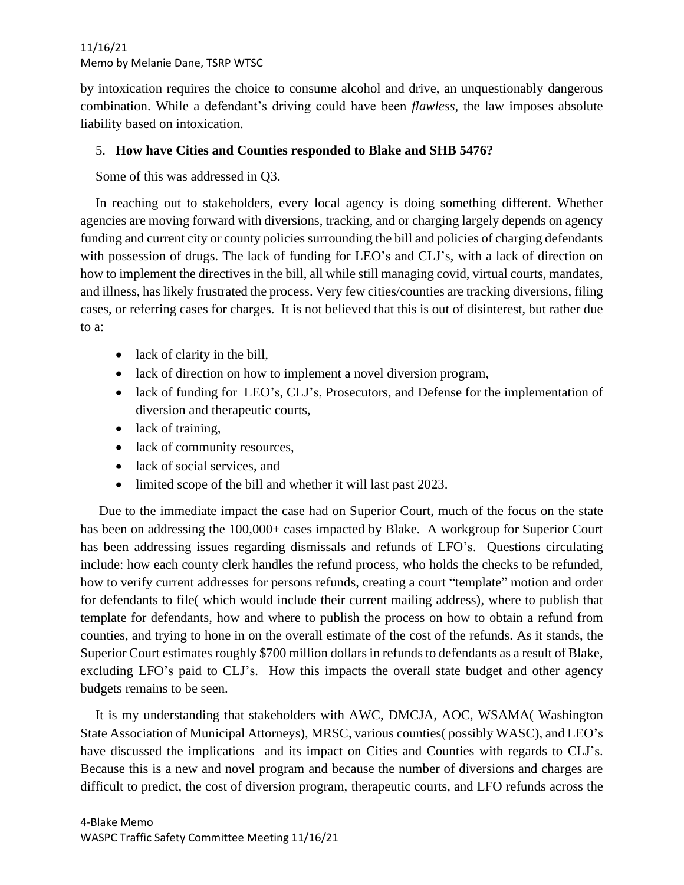by intoxication requires the choice to consume alcohol and drive, an unquestionably dangerous combination. While a defendant's driving could have been *flawless*, the law imposes absolute liability based on intoxication.

5. **How have Cities and Counties responded to Blake and SHB 5476?**

Some of this was addressed in Q3.

In reaching out to stakeholders, every local agency is doing something different. Whether agencies are moving forward with diversions, tracking, and or charging largely depends on agency funding and current city or county policies surrounding the bill and policies of charging defendants with possession of drugs. The lack of funding for LEO's and CLJ's, with a lack of direction on how to implement the directives in the bill, all while still managing covid, virtual courts, mandates, and illness, has likely frustrated the process. Very few cities/counties are tracking diversions, filing cases, or referring cases for charges. It is not believed that this is out of disinterest, but rather due to a:

- lack of clarity in the bill,
- lack of direction on how to implement a novel diversion program,
- lack of funding for LEO's, CLJ's, Prosecutors, and Defense for the implementation of diversion and therapeutic courts,
- lack of training,
- lack of community resources,
- lack of social services, and
- limited scope of the bill and whether it will last past 2023.

Due to the immediate impact the case had on Superior Court, much of the focus on the state has been on addressing the 100,000+ cases impacted by Blake. A workgroup for Superior Court has been addressing issues regarding dismissals and refunds of LFO's. Questions circulating include: how each county clerk handles the refund process, who holds the checks to be refunded, how to verify current addresses for persons refunds, creating a court "template" motion and order for defendants to file( which would include their current mailing address), where to publish that template for defendants, how and where to publish the process on how to obtain a refund from counties, and trying to hone in on the overall estimate of the cost of the refunds. As it stands, the Superior Court estimates roughly $700 million dollars in refunds to defendants as a result of Blake, excluding LFO's paid to CLJ's. How this impacts the overall state budget and other agency budgets remains to be seen.

It is my understanding that stakeholders with AWC, DMCJA, AOC, WSAMA( Washington State Association of Municipal Attorneys), MRSC, various counties( possibly WASC), and LEO's have discussed the implications and its impact on Cities and Counties with regards to CLJ's. Because this is a new and novel program and because the number of diversions and charges are difficult to predict, the cost of diversion program, therapeutic courts, and LFO refunds across the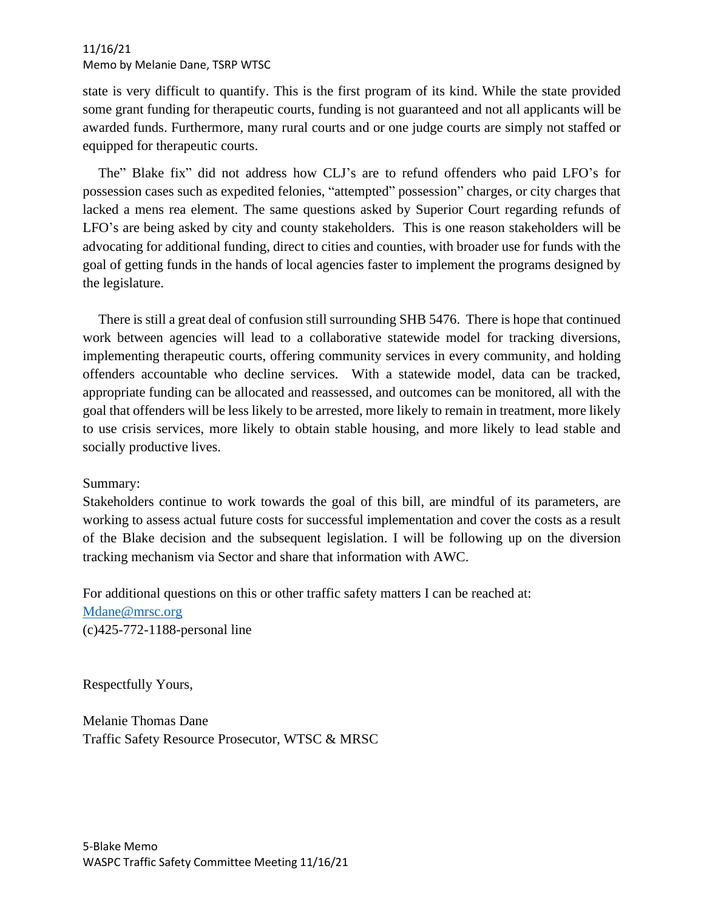state is very difficult to quantify. This is the first program of its kind. While the state provided some grant funding for therapeutic courts, funding is not guaranteed and not all applicants will be awarded funds. Furthermore, many rural courts and or one judge courts are simply not staffed or equipped for therapeutic courts.

The" Blake fix" did not address how CLJ's are to refund offenders who paid LFO's for possession cases such as expedited felonies, "attempted" possession" charges, or city charges that lacked a mens rea element. The same questions asked by Superior Court regarding refunds of LFO's are being asked by city and county stakeholders. This is one reason stakeholders will be advocating for additional funding, direct to cities and counties, with broader use for funds with the goal of getting funds in the hands of local agencies faster to implement the programs designed by the legislature.

There is still a great deal of confusion still surrounding SHB 5476. There is hope that continued work between agencies will lead to a collaborative statewide model for tracking diversions, implementing therapeutic courts, offering community services in every community, and holding offenders accountable who decline services. With a statewide model, data can be tracked, appropriate funding can be allocated and reassessed, and outcomes can be monitored, all with the goal that offenders will be less likely to be arrested, more likely to remain in treatment, more likely to use crisis services, more likely to obtain stable housing, and more likely to lead stable and socially productive lives.

Summary:

Stakeholders continue to work towards the goal of this bill, are mindful of its parameters, are working to assess actual future costs for successful implementation and cover the costs as a result of the Blake decision and the subsequent legislation. I will be following up on the diversion tracking mechanism via Sector and share that information with AWC.

For additional questions on this or other traffic safety matters I can be reached at:
Mdane@mrsc.org
(c)425-772-1188-personal line

Respectfully Yours,

Melanie Thomas Dane
Traffic Safety Resource Prosecutor, WTSC & MRSC